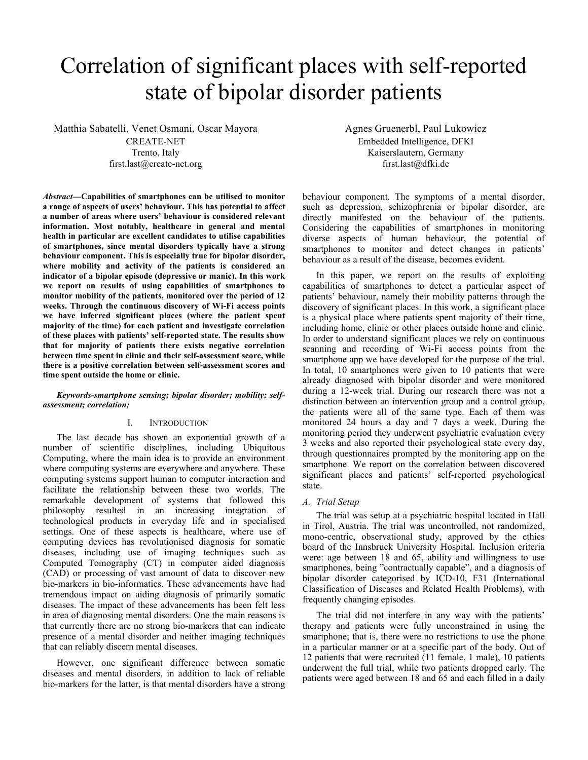# Correlation of significant places with self-reported state of bipolar disorder patients

Matthia Sabatelli, Venet Osmani, Oscar Mayora
CREATE-NET
Trento, Italy
first.last@create-net.org

Agnes Gruenerbl, Paul Lukowicz
Embedded Intelligence, DFKI
Kaiserslautern, Germany
first.last@dfki.de

***Abstract*—Capabilities of smartphones can be utilised to monitor a range of aspects of users' behaviour. This has potential to affect a number of areas where users' behaviour is considered relevant information. Most notably, healthcare in general and mental health in particular are excellent candidates to utilise capabilities of smartphones, since mental disorders typically have a strong behaviour component. This is especially true for bipolar disorder, where mobility and activity of the patients is considered an indicator of a bipolar episode (depressive or manic). In this work we report on results of using capabilities of smartphones to monitor mobility of the patients, monitored over the period of 12 weeks. Through the continuous discovery of Wi-Fi access points we have inferred significant places (where the patient spent majority of the time) for each patient and investigate correlation of these places with patients' self-reported state. The results show that for majority of patients there exists negative correlation between time spent in clinic and their self-assessment score, while there is a positive correlation between self-assessment scores and time spent outside the home or clinic.**

***Keywords-smartphone sensing; bipolar disorder; mobility; self-assessment; correlation;***

## I. Introduction

The last decade has shown an exponential growth of a number of scientific disciplines, including Ubiquitous Computing, where the main idea is to provide an environment where computing systems are everywhere and anywhere. These computing systems support human to computer interaction and facilitate the relationship between these two worlds. The remarkable development of systems that followed this philosophy resulted in an increasing integration of technological products in everyday life and in specialised settings. One of these aspects is healthcare, where use of computing devices has revolutionised diagnosis for somatic diseases, including use of imaging techniques such as Computed Tomography (CT) in computer aided diagnosis (CAD) or processing of vast amount of data to discover new bio-markers in bio-informatics. These advancements have had tremendous impact on aiding diagnosis of primarily somatic diseases. The impact of these advancements has been felt less in area of diagnosing mental disorders. One the main reasons is that currently there are no strong bio-markers that can indicate presence of a mental disorder and neither imaging techniques that can reliably discern mental diseases.

However, one significant difference between somatic diseases and mental disorders, in addition to lack of reliable bio-markers for the latter, is that mental disorders have a strong behaviour component. The symptoms of a mental disorder, such as depression, schizophrenia or bipolar disorder, are directly manifested on the behaviour of the patients. Considering the capabilities of smartphones in monitoring diverse aspects of human behaviour, the potential of smartphones to monitor and detect changes in patients' behaviour as a result of the disease, becomes evident.

In this paper, we report on the results of exploiting capabilities of smartphones to detect a particular aspect of patients' behaviour, namely their mobility patterns through the discovery of significant places. In this work, a significant place is a physical place where patients spent majority of their time, including home, clinic or other places outside home and clinic. In order to understand significant places we rely on continuous scanning and recording of Wi-Fi access points from the smartphone app we have developed for the purpose of the trial. In total, 10 smartphones were given to 10 patients that were already diagnosed with bipolar disorder and were monitored during a 12-week trial. During our research there was not a distinction between an intervention group and a control group, the patients were all of the same type. Each of them was monitored 24 hours a day and 7 days a week. During the monitoring period they underwent psychiatric evaluation every 3 weeks and also reported their psychological state every day, through questionnaires prompted by the monitoring app on the smartphone. We report on the correlation between discovered significant places and patients' self-reported psychological state.

### *A. Trial Setup*

The trial was setup at a psychiatric hospital located in Hall in Tirol, Austria. The trial was uncontrolled, not randomized, mono-centric, observational study, approved by the ethics board of the Innsbruck University Hospital. Inclusion criteria were: age between 18 and 65, ability and willingness to use smartphones, being "contractually capable", and a diagnosis of bipolar disorder categorised by ICD-10, F31 (International Classification of Diseases and Related Health Problems), with frequently changing episodes.

The trial did not interfere in any way with the patients' therapy and patients were fully unconstrained in using the smartphone; that is, there were no restrictions to use the phone in a particular manner or at a specific part of the body. Out of 12 patients that were recruited (11 female, 1 male), 10 patients underwent the full trial, while two patients dropped early. The patients were aged between 18 and 65 and each filled in a daily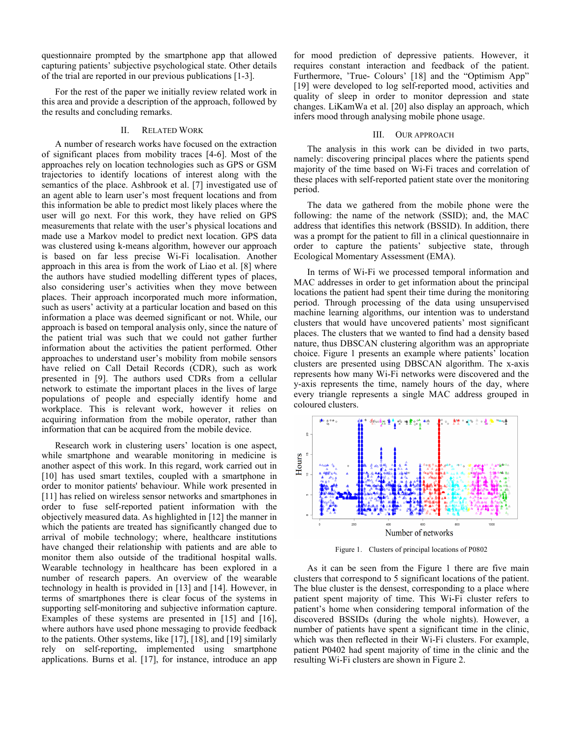questionnaire prompted by the smartphone app that allowed capturing patients' subjective psychological state. Other details of the trial are reported in our previous publications [1-3].

For the rest of the paper we initially review related work in this area and provide a description of the approach, followed by the results and concluding remarks.

## II. Related Work

A number of research works have focused on the extraction of significant places from mobility traces [4-6]. Most of the approaches rely on location technologies such as GPS or GSM trajectories to identify locations of interest along with the semantics of the place. Ashbrook et al. [7] investigated use of an agent able to learn user's most frequent locations and from this information be able to predict most likely places where the user will go next. For this work, they have relied on GPS measurements that relate with the user's physical locations and made use a Markov model to predict next location. GPS data was clustered using k-means algorithm, however our approach is based on far less precise Wi-Fi localisation. Another approach in this area is from the work of Liao et al. [8] where the authors have studied modelling different types of places, also considering user's activities when they move between places. Their approach incorporated much more information, such as users' activity at a particular location and based on this information a place was deemed significant or not. While, our approach is based on temporal analysis only, since the nature of the patient trial was such that we could not gather further information about the activities the patient performed. Other approaches to understand user's mobility from mobile sensors have relied on Call Detail Records (CDR), such as work presented in [9]. The authors used CDRs from a cellular network to estimate the important places in the lives of large populations of people and especially identify home and workplace. This is relevant work, however it relies on acquiring information from the mobile operator, rather than information that can be acquired from the mobile device.

Research work in clustering users' location is one aspect, while smartphone and wearable monitoring in medicine is another aspect of this work. In this regard, work carried out in [10] has used smart textiles, coupled with a smartphone in order to monitor patients' behaviour. While work presented in [11] has relied on wireless sensor networks and smartphones in order to fuse self-reported patient information with the objectively measured data. As highlighted in [12] the manner in which the patients are treated has significantly changed due to arrival of mobile technology; where, healthcare institutions have changed their relationship with patients and are able to monitor them also outside of the traditional hospital walls. Wearable technology in healthcare has been explored in a number of research papers. An overview of the wearable technology in health is provided in [13] and [14]. However, in terms of smartphones there is clear focus of the systems in supporting self-monitoring and subjective information capture. Examples of these systems are presented in [15] and [16], where authors have used phone messaging to provide feedback to the patients. Other systems, like [17], [18], and [19] similarly rely on self-reporting, implemented using smartphone applications. Burns et al. [17], for instance, introduce an app for mood prediction of depressive patients. However, it requires constant interaction and feedback of the patient. Furthermore, 'True- Colours' [18] and the "Optimism App" [19] were developed to log self-reported mood, activities and quality of sleep in order to monitor depression and state changes. LiKamWa et al. [20] also display an approach, which infers mood through analysing mobile phone usage.

## III. Our Approach

The analysis in this work can be divided in two parts, namely: discovering principal places where the patients spend majority of the time based on Wi-Fi traces and correlation of these places with self-reported patient state over the monitoring period.

The data we gathered from the mobile phone were the following: the name of the network (SSID); and, the MAC address that identifies this network (BSSID). In addition, there was a prompt for the patient to fill in a clinical questionnaire in order to capture the patients' subjective state, through Ecological Momentary Assessment (EMA).

In terms of Wi-Fi we processed temporal information and MAC addresses in order to get information about the principal locations the patient had spent their time during the monitoring period. Through processing of the data using unsupervised machine learning algorithms, our intention was to understand clusters that would have uncovered patients' most significant places. The clusters that we wanted to find had a density based nature, thus DBSCAN clustering algorithm was an appropriate choice. Figure 1 presents an example where patients' location clusters are presented using DBSCAN algorithm. The x-axis represents how many Wi-Fi networks were discovered and the y-axis represents the time, namely hours of the day, where every triangle represents a single MAC address grouped in coloured clusters.

Figure 1. Clusters of principal locations of P0802

As it can be seen from the Figure 1 there are five main clusters that correspond to 5 significant locations of the patient. The blue cluster is the densest, corresponding to a place where patient spent majority of time. This Wi-Fi cluster refers to patient's home when considering temporal information of the discovered BSSIDs (during the whole nights). However, a number of patients have spent a significant time in the clinic, which was then reflected in their Wi-Fi clusters. For example, patient P0402 had spent majority of time in the clinic and the resulting Wi-Fi clusters are shown in Figure 2.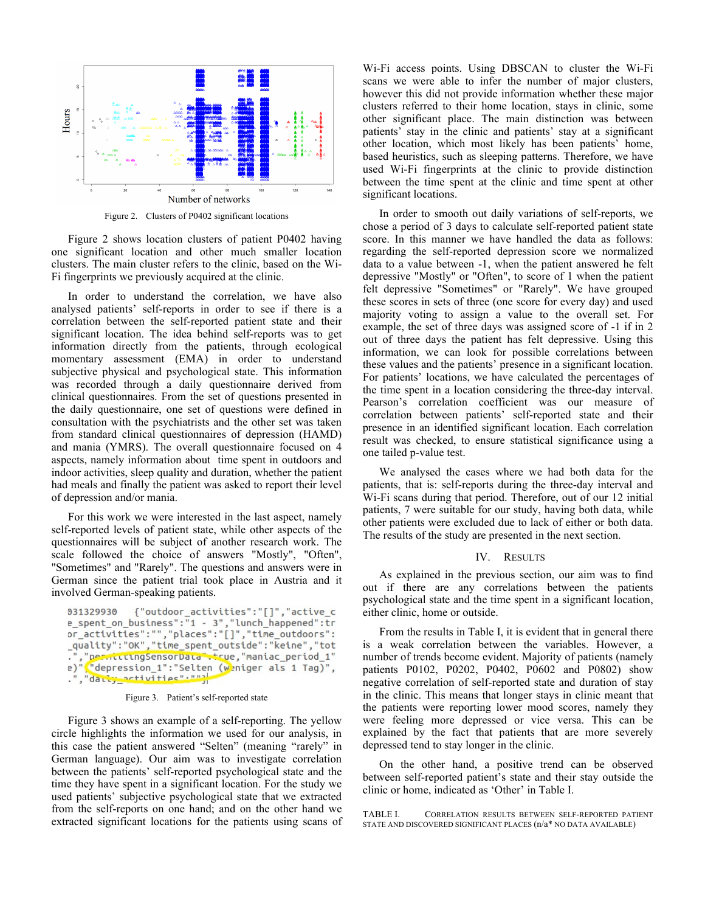Figure 2. Clusters of P0402 significant locations

Figure 2 shows location clusters of patient P0402 having one significant location and other much smaller location clusters. The main cluster refers to the clinic, based on the Wi-Fi fingerprints we previously acquired at the clinic.

In order to understand the correlation, we have also analysed patients' self-reports in order to see if there is a correlation between the self-reported patient state and their significant location. The idea behind self-reports was to get information directly from the patients, through ecological momentary assessment (EMA) in order to understand subjective physical and psychological state. This information was recorded through a daily questionnaire derived from clinical questionnaires. From the set of questions presented in the daily questionnaire, one set of questions were defined in consultation with the psychiatrists and the other set was taken from standard clinical questionnaires of depression (HAMD) and mania (YMRS). The overall questionnaire focused on 4 aspects, namely information about time spent in outdoors and indoor activities, sleep quality and duration, whether the patient had meals and finally the patient was asked to report their level of depression and/or mania.

For this work we were interested in the last aspect, namely self-reported levels of patient state, while other aspects of the questionnaires will be subject of another research work. The scale followed the choice of answers "Mostly", "Often", "Sometimes" and "Rarely". The questions and answers were in German since the patient trial took place in Austria and it involved German-speaking patients.

```
031329930   {"outdoor_activities":"[]","active_c
e_spent_on_business":"1 - 3","lunch_happened":tr
or_activities":"","places":"[]","time_outdoors":
_quality":"OK","time_spent_outside":"keine","tot
.","permittingSensorData":true,"maniac_period_1"
e)","depression_1":"Selten (weniger als 1 Tag)",
.","daily_activities":""}
```

Figure 3. Patient's self-reported state

Figure 3 shows an example of a self-reporting. The yellow circle highlights the information we used for our analysis, in this case the patient answered "Selten" (meaning "rarely" in German language). Our aim was to investigate correlation between the patients' self-reported psychological state and the time they have spent in a significant location. For the study we used patients' subjective psychological state that we extracted from the self-reports on one hand; and on the other hand we extracted significant locations for the patients using scans of Wi-Fi access points. Using DBSCAN to cluster the Wi-Fi scans we were able to infer the number of major clusters, however this did not provide information whether these major clusters referred to their home location, stays in clinic, some other significant place. The main distinction was between patients' stay in the clinic and patients' stay at a significant other location, which most likely has been patients' home, based heuristics, such as sleeping patterns. Therefore, we have used Wi-Fi fingerprints at the clinic to provide distinction between the time spent at the clinic and time spent at other significant locations.

In order to smooth out daily variations of self-reports, we chose a period of 3 days to calculate self-reported patient state score. In this manner we have handled the data as follows: regarding the self-reported depression score we normalized data to a value between -1, when the patient answered he felt depressive "Mostly" or "Often", to score of 1 when the patient felt depressive "Sometimes" or "Rarely". We have grouped these scores in sets of three (one score for every day) and used majority voting to assign a value to the overall set. For example, the set of three days was assigned score of -1 if in 2 out of three days the patient has felt depressive. Using this information, we can look for possible correlations between these values and the patients' presence in a significant location. For patients' locations, we have calculated the percentages of the time spent in a location considering the three-day interval. Pearson's correlation coefficient was our measure of correlation between patients' self-reported state and their presence in an identified significant location. Each correlation result was checked, to ensure statistical significance using a one tailed p-value test.

We analysed the cases where we had both data for the patients, that is: self-reports during the three-day interval and Wi-Fi scans during that period. Therefore, out of our 12 initial patients, 7 were suitable for our study, having both data, while other patients were excluded due to lack of either or both data. The results of the study are presented in the next section.

## IV. Results

As explained in the previous section, our aim was to find out if there are any correlations between the patients psychological state and the time spent in a significant location, either clinic, home or outside.

From the results in Table I, it is evident that in general there is a weak correlation between the variables. However, a number of trends become evident. Majority of patients (namely patients P0102, P0202, P0402, P0602 and P0802) show negative correlation of self-reported state and duration of stay in the clinic. This means that longer stays in clinic meant that the patients were reporting lower mood scores, namely they were feeling more depressed or vice versa. This can be explained by the fact that patients that are more severely depressed tend to stay longer in the clinic.

On the other hand, a positive trend can be observed between self-reported patient's state and their stay outside the clinic or home, indicated as 'Other' in Table I.

TABLE I. Correlation results between self-reported patient state and discovered significant places (n/a* no data available)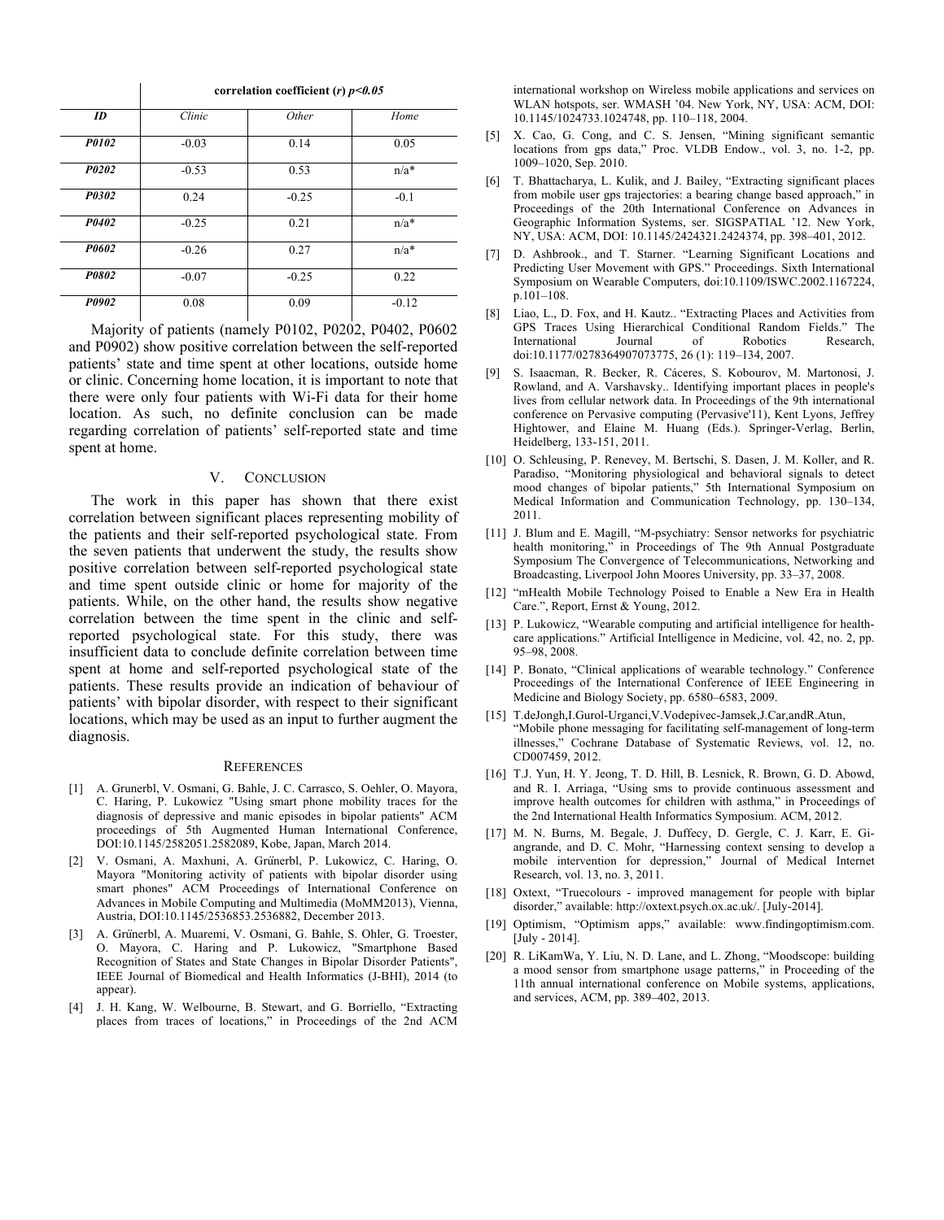| | correlation coefficient (*r*) $p<0.05$ | | |
|---|---|---|---|
| ***ID*** | *Clinic* | *Other* | *Home* |
| ***P0102*** | -0.03 | 0.14 | 0.05 |
| ***P0202*** | -0.53 | 0.53 | n/a* |
| ***P0302*** | 0.24 | -0.25 | -0.1 |
| ***P0402*** | -0.25 | 0.21 | n/a* |
| ***P0602*** | -0.26 | 0.27 | n/a* |
| ***P0802*** | -0.07 | -0.25 | 0.22 |
| ***P0902*** | 0.08 | 0.09 | -0.12 |

Majority of patients (namely P0102, P0202, P0402, P0602 and P0902) show positive correlation between the self-reported patients' state and time spent at other locations, outside home or clinic. Concerning home location, it is important to note that there were only four patients with Wi-Fi data for their home location. As such, no definite conclusion can be made regarding correlation of patients' self-reported state and time spent at home.

## V. Conclusion

The work in this paper has shown that there exist correlation between significant places representing mobility of the patients and their self-reported psychological state. From the seven patients that underwent the study, the results show positive correlation between self-reported psychological state and time spent outside clinic or home for majority of the patients. While, on the other hand, the results show negative correlation between the time spent in the clinic and self-reported psychological state. For this study, there was insufficient data to conclude definite correlation between time spent at home and self-reported psychological state of the patients. These results provide an indication of behaviour of patients' with bipolar disorder, with respect to their significant locations, which may be used as an input to further augment the diagnosis.

## References

[1] A. Grunerbl, V. Osmani, G. Bahle, J. C. Carrasco, S. Oehler, O. Mayora, C. Haring, P. Lukowicz "Using smart phone mobility traces for the diagnosis of depressive and manic episodes in bipolar patients" ACM proceedings of 5th Augmented Human International Conference, DOI:10.1145/2582051.2582089, Kobe, Japan, March 2014.

[2] V. Osmani, A. Maxhuni, A. Grűnerbl, P. Lukowicz, C. Haring, O. Mayora "Monitoring activity of patients with bipolar disorder using smart phones" ACM Proceedings of International Conference on Advances in Mobile Computing and Multimedia (MoMM2013), Vienna, Austria, DOI:10.1145/2536853.2536882, December 2013.

[3] A. Grűnerbl, A. Muaremi, V. Osmani, G. Bahle, S. Ohler, G. Troester, O. Mayora, C. Haring and P. Lukowicz, "Smartphone Based Recognition of States and State Changes in Bipolar Disorder Patients", IEEE Journal of Biomedical and Health Informatics (J-BHI), 2014 (to appear).

[4] J. H. Kang, W. Welbourne, B. Stewart, and G. Borriello, "Extracting places from traces of locations," in Proceedings of the 2nd ACM international workshop on Wireless mobile applications and services on WLAN hotspots, ser. WMASH '04. New York, NY, USA: ACM, DOI: 10.1145/1024733.1024748, pp. 110–118, 2004.

[5] X. Cao, G. Cong, and C. S. Jensen, "Mining significant semantic locations from gps data," Proc. VLDB Endow., vol. 3, no. 1-2, pp. 1009–1020, Sep. 2010.

[6] T. Bhattacharya, L. Kulik, and J. Bailey, "Extracting significant places from mobile user gps trajectories: a bearing change based approach," in Proceedings of the 20th International Conference on Advances in Geographic Information Systems, ser. SIGSPATIAL '12. New York, NY, USA: ACM, DOI: 10.1145/2424321.2424374, pp. 398–401, 2012.

[7] D. Ashbrook., and T. Starner. "Learning Significant Locations and Predicting User Movement with GPS." Proceedings. Sixth International Symposium on Wearable Computers, doi:10.1109/ISWC.2002.1167224, p.101–108.

[8] Liao, L., D. Fox, and H. Kautz.. "Extracting Places and Activities from GPS Traces Using Hierarchical Conditional Random Fields." The International Journal of Robotics Research, doi:10.1177/0278364907073775, 26 (1): 119–134, 2007.

[9] S. Isaacman, R. Becker, R. Cáceres, S. Kobourov, M. Martonosi, J. Rowland, and A. Varshavsky.. Identifying important places in people's lives from cellular network data. In Proceedings of the 9th international conference on Pervasive computing (Pervasive'11), Kent Lyons, Jeffrey Hightower, and Elaine M. Huang (Eds.). Springer-Verlag, Berlin, Heidelberg, 133-151, 2011.

[10] O. Schleusing, P. Renevey, M. Bertschi, S. Dasen, J. M. Koller, and R. Paradiso, "Monitoring physiological and behavioral signals to detect mood changes of bipolar patients," 5th International Symposium on Medical Information and Communication Technology, pp. 130–134, 2011.

[11] J. Blum and E. Magill, "M-psychiatry: Sensor networks for psychiatric health monitoring," in Proceedings of The 9th Annual Postgraduate Symposium The Convergence of Telecommunications, Networking and Broadcasting, Liverpool John Moores University, pp. 33–37, 2008.

[12] "mHealth Mobile Technology Poised to Enable a New Era in Health Care.", Report, Ernst & Young, 2012.

[13] P. Lukowicz, "Wearable computing and artificial intelligence for health-care applications." Artificial Intelligence in Medicine, vol. 42, no. 2, pp. 95–98, 2008.

[14] P. Bonato, "Clinical applications of wearable technology." Conference Proceedings of the International Conference of IEEE Engineering in Medicine and Biology Society, pp. 6580–6583, 2009.

[15] T.deJongh,I.Gurol-Urganci,V.Vodepivec-Jamsek,J.Car,andR.Atun, "Mobile phone messaging for facilitating self-management of long-term illnesses," Cochrane Database of Systematic Reviews, vol. 12, no. CD007459, 2012.

[16] T.J. Yun, H. Y. Jeong, T. D. Hill, B. Lesnick, R. Brown, G. D. Abowd, and R. I. Arriaga, "Using sms to provide continuous assessment and improve health outcomes for children with asthma," in Proceedings of the 2nd International Health Informatics Symposium. ACM, 2012.

[17] M. N. Burns, M. Begale, J. Duffecy, D. Gergle, C. J. Karr, E. Gi-angrande, and D. C. Mohr, "Harnessing context sensing to develop a mobile intervention for depression," Journal of Medical Internet Research, vol. 13, no. 3, 2011.

[18] Oxtext, "Truecolours - improved management for people with biplar disorder," available: http://oxtext.psych.ox.ac.uk/. [July-2014].

[19] Optimism, "Optimism apps," available: www.findingoptimism.com. [July - 2014].

[20] R. LiKamWa, Y. Liu, N. D. Lane, and L. Zhong, "Moodscope: building a mood sensor from smartphone usage patterns," in Proceeding of the 11th annual international conference on Mobile systems, applications, and services, ACM, pp. 389–402, 2013.